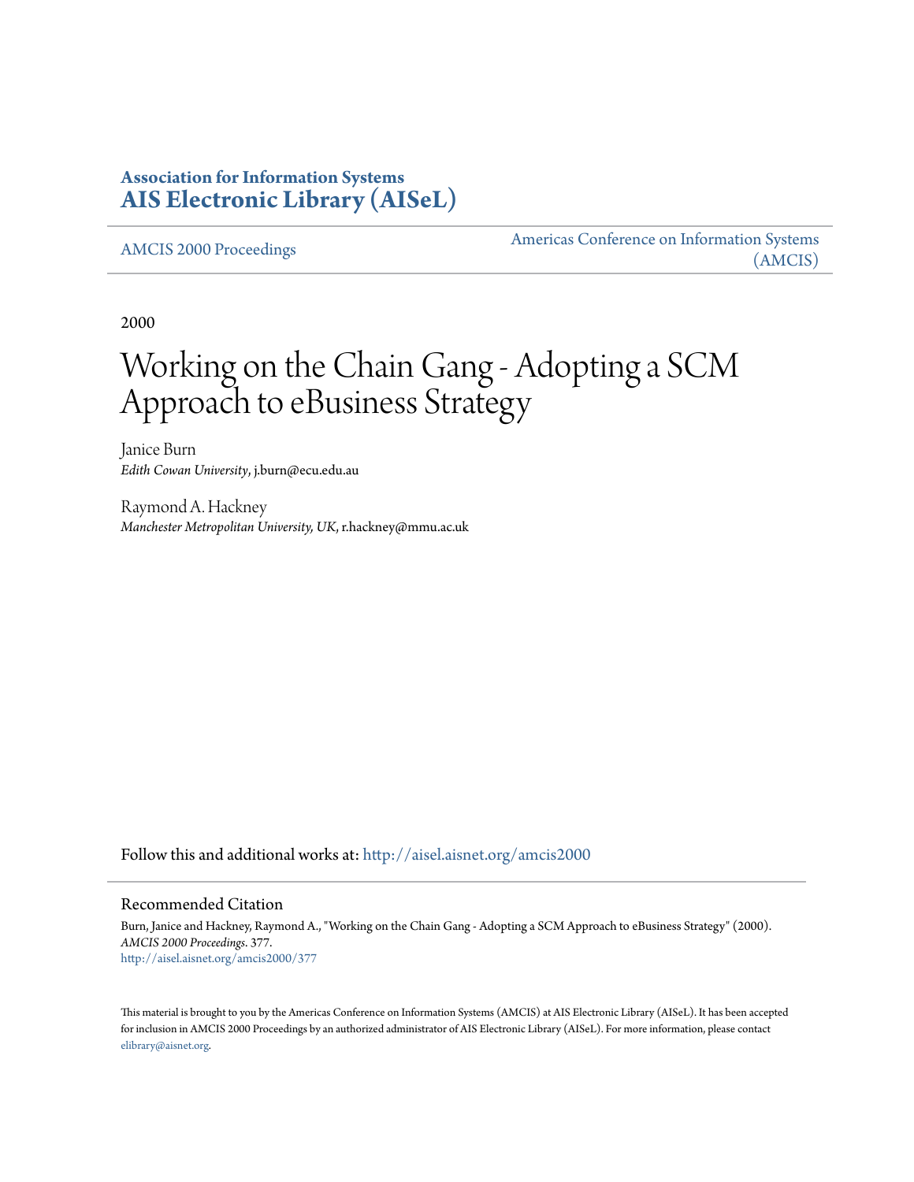**Association for Information Systems**
**AIS Electronic Library (AISeL)**

AMCIS 2000 Proceedings

Americas Conference on Information Systems (AMCIS)

2000

# Working on the Chain Gang - Adopting a SCM Approach to eBusiness Strategy

Janice Burn
*Edith Cowan University*, j.burn@ecu.edu.au

Raymond A. Hackney
*Manchester Metropolitan University, UK*, r.hackney@mmu.ac.uk

Follow this and additional works at: http://aisel.aisnet.org/amcis2000

## Recommended Citation

Burn, Janice and Hackney, Raymond A., "Working on the Chain Gang - Adopting a SCM Approach to eBusiness Strategy" (2000). *AMCIS 2000 Proceedings*. 377.
http://aisel.aisnet.org/amcis2000/377

This material is brought to you by the Americas Conference on Information Systems (AMCIS) at AIS Electronic Library (AISeL). It has been accepted for inclusion in AMCIS 2000 Proceedings by an authorized administrator of AIS Electronic Library (AISeL). For more information, please contact elibrary@aisnet.org.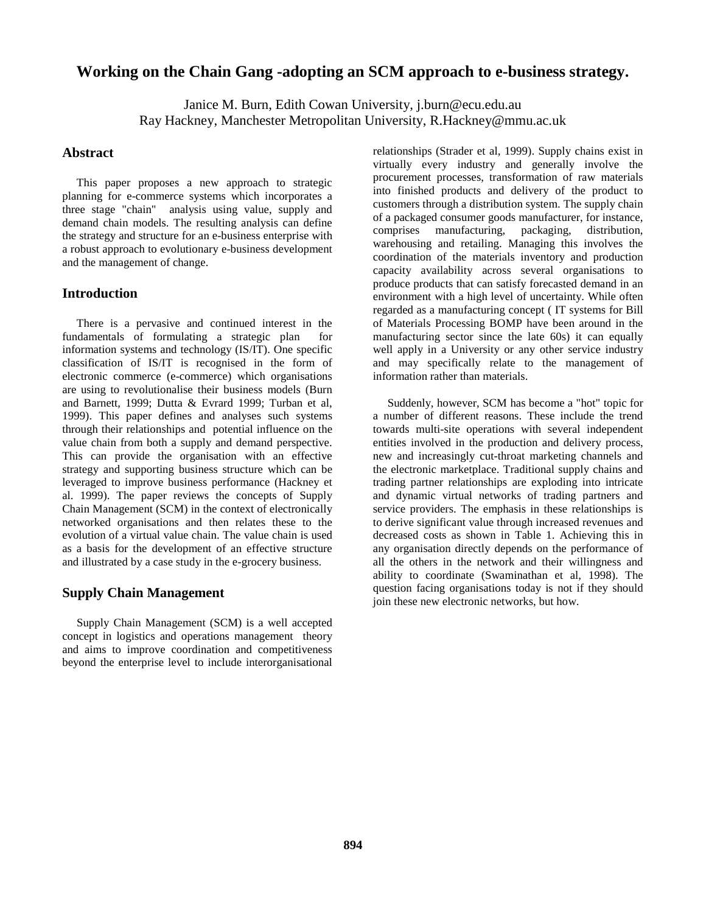# Working on the Chain Gang -adopting an SCM approach to e-business strategy.

Janice M. Burn, Edith Cowan University, j.burn@ecu.edu.au
Ray Hackney, Manchester Metropolitan University, R.Hackney@mmu.ac.uk

## Abstract

This paper proposes a new approach to strategic planning for e-commerce systems which incorporates a three stage "chain" analysis using value, supply and demand chain models. The resulting analysis can define the strategy and structure for an e-business enterprise with a robust approach to evolutionary e-business development and the management of change.

## Introduction

There is a pervasive and continued interest in the fundamentals of formulating a strategic plan for information systems and technology (IS/IT). One specific classification of IS/IT is recognised in the form of electronic commerce (e-commerce) which organisations are using to revolutionalise their business models (Burn and Barnett, 1999; Dutta & Evrard 1999; Turban et al, 1999). This paper defines and analyses such systems through their relationships and potential influence on the value chain from both a supply and demand perspective. This can provide the organisation with an effective strategy and supporting business structure which can be leveraged to improve business performance (Hackney et al. 1999). The paper reviews the concepts of Supply Chain Management (SCM) in the context of electronically networked organisations and then relates these to the evolution of a virtual value chain. The value chain is used as a basis for the development of an effective structure and illustrated by a case study in the e-grocery business.

## Supply Chain Management

Supply Chain Management (SCM) is a well accepted concept in logistics and operations management theory and aims to improve coordination and competitiveness beyond the enterprise level to include interorganisational relationships (Strader et al, 1999). Supply chains exist in virtually every industry and generally involve the procurement processes, transformation of raw materials into finished products and delivery of the product to customers through a distribution system. The supply chain of a packaged consumer goods manufacturer, for instance, comprises manufacturing, packaging, distribution, warehousing and retailing. Managing this involves the coordination of the materials inventory and production capacity availability across several organisations to produce products that can satisfy forecasted demand in an environment with a high level of uncertainty. While often regarded as a manufacturing concept ( IT systems for Bill of Materials Processing BOMP have been around in the manufacturing sector since the late 60s) it can equally well apply in a University or any other service industry and may specifically relate to the management of information rather than materials.

Suddenly, however, SCM has become a "hot" topic for a number of different reasons. These include the trend towards multi-site operations with several independent entities involved in the production and delivery process, new and increasingly cut-throat marketing channels and the electronic marketplace. Traditional supply chains and trading partner relationships are exploding into intricate and dynamic virtual networks of trading partners and service providers. The emphasis in these relationships is to derive significant value through increased revenues and decreased costs as shown in Table 1. Achieving this in any organisation directly depends on the performance of all the others in the network and their willingness and ability to coordinate (Swaminathan et al, 1998). The question facing organisations today is not if they should join these new electronic networks, but how.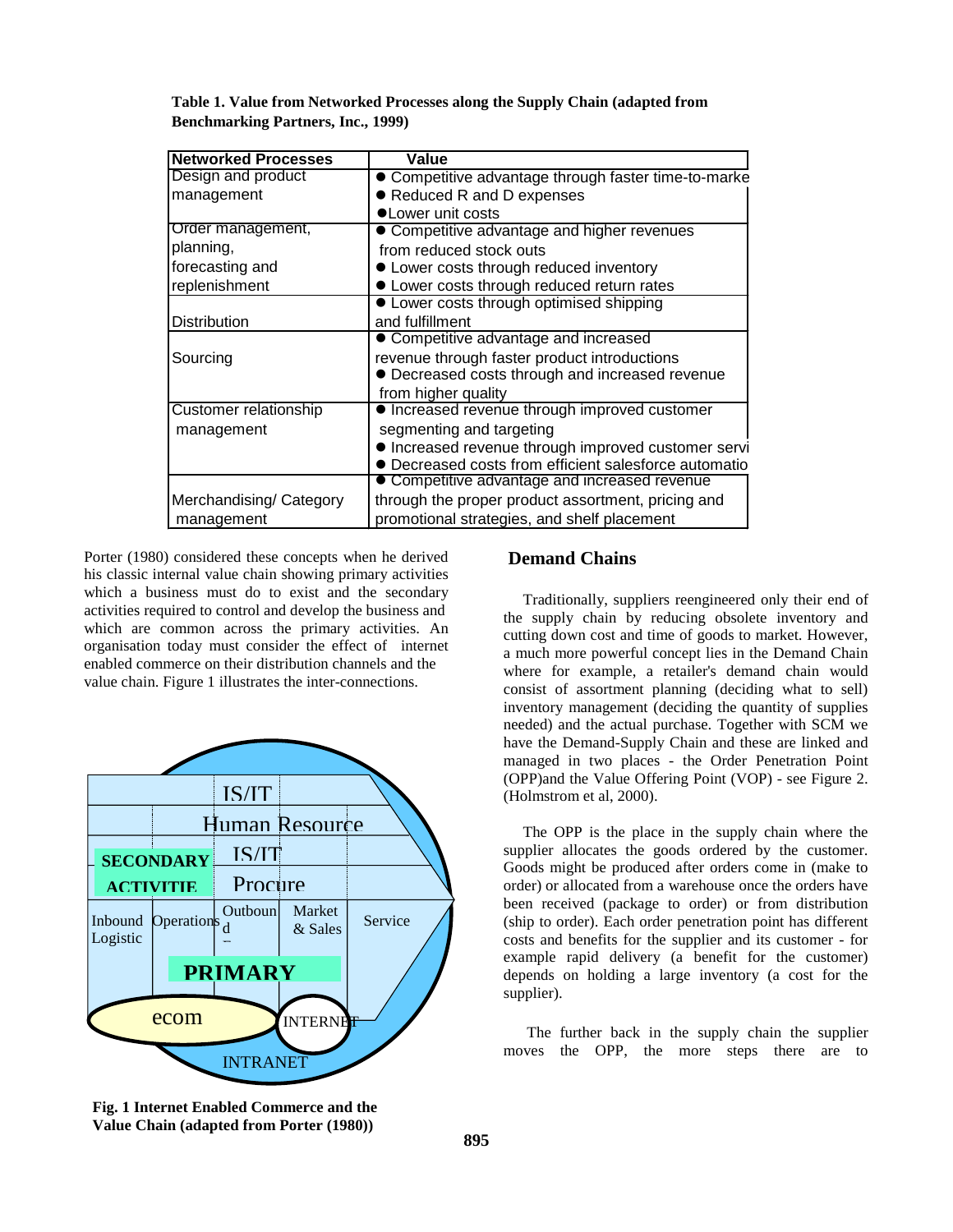**Table 1. Value from Networked Processes along the Supply Chain (adapted from Benchmarking Partners, Inc., 1999)**

| Networked Processes | Value |
|---|---|
| Design and product management | ● Competitive advantage through faster time-to-marke<br>● Reduced R and D expenses<br>●Lower unit costs |
| Order management, planning, forecasting and replenishment | ● Competitive advantage and higher revenues from reduced stock outs<br>● Lower costs through reduced inventory<br>● Lower costs through reduced return rates |
| Distribution | ● Lower costs through optimised shipping and fulfillment |
| Sourcing | ● Competitive advantage and increased revenue through faster product introductions<br>● Decreased costs through and increased revenue from higher quality |
| Customer relationship management | ● Increased revenue through improved customer segmenting and targeting<br>● Increased revenue through improved customer servi<br>● Decreased costs from efficient salesforce automatio |
| Merchandising/ Category management | ● Competitive advantage and increased revenue through the proper product assortment, pricing and promotional strategies, and shelf placement |

Porter (1980) considered these concepts when he derived his classic internal value chain showing primary activities which a business must do to exist and the secondary activities required to control and develop the business and which are common across the primary activities. An organisation today must consider the effect of internet enabled commerce on their distribution channels and the value chain. Figure 1 illustrates the inter-connections.

**Fig. 1 Internet Enabled Commerce and the Value Chain (adapted from Porter (1980))**

## Demand Chains

Traditionally, suppliers reengineered only their end of the supply chain by reducing obsolete inventory and cutting down cost and time of goods to market. However, a much more powerful concept lies in the Demand Chain where for example, a retailer's demand chain would consist of assortment planning (deciding what to sell) inventory management (deciding the quantity of supplies needed) and the actual purchase. Together with SCM we have the Demand-Supply Chain and these are linked and managed in two places - the Order Penetration Point (OPP)and the Value Offering Point (VOP) - see Figure 2. (Holmstrom et al, 2000).

The OPP is the place in the supply chain where the supplier allocates the goods ordered by the customer. Goods might be produced after orders come in (make to order) or allocated from a warehouse once the orders have been received (package to order) or from distribution (ship to order). Each order penetration point has different costs and benefits for the supplier and its customer - for example rapid delivery (a benefit for the customer) depends on holding a large inventory (a cost for the supplier).

The further back in the supply chain the supplier moves the OPP, the more steps there are to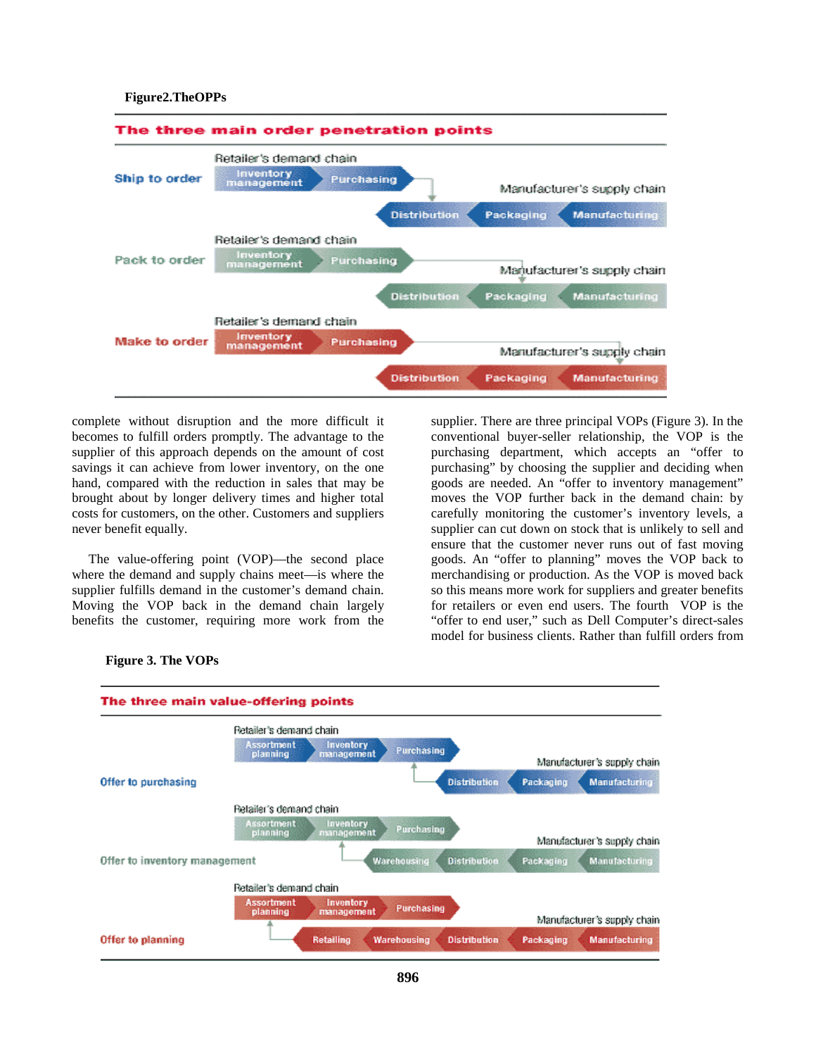**Figure2.TheOPPs**

**The three main order penetration points**

Ship to order — Retailer's demand chain: Inventory management, Purchasing; Manufacturer's supply chain: Distribution, Packaging, Manufacturing

Pack to order — Retailer's demand chain: Inventory management, Purchasing; Manufacturer's supply chain: Distribution, Packaging, Manufacturing

Make to order — Retailer's demand chain: Inventory management, Purchasing; Manufacturer's supply chain: Distribution, Packaging, Manufacturing

complete without disruption and the more difficult it becomes to fulfill orders promptly. The advantage to the supplier of this approach depends on the amount of cost savings it can achieve from lower inventory, on the one hand, compared with the reduction in sales that may be brought about by longer delivery times and higher total costs for customers, on the other. Customers and suppliers never benefit equally.

The value-offering point (VOP)—the second place where the demand and supply chains meet—is where the supplier fulfills demand in the customer's demand chain. Moving the VOP back in the demand chain largely benefits the customer, requiring more work from the supplier. There are three principal VOPs (Figure 3). In the conventional buyer-seller relationship, the VOP is the purchasing department, which accepts an "offer to purchasing" by choosing the supplier and deciding when goods are needed. An "offer to inventory management" moves the VOP further back in the demand chain: by carefully monitoring the customer's inventory levels, a supplier can cut down on stock that is unlikely to sell and ensure that the customer never runs out of fast moving goods. An "offer to planning" moves the VOP back to merchandising or production. As the VOP is moved back so this means more work for suppliers and greater benefits for retailers or even end users. The fourth VOP is the "offer to end user," such as Dell Computer's direct-sales model for business clients. Rather than fulfill orders from

**Figure 3. The VOPs**

**The three main value-offering points**

Offer to purchasing — Retailer's demand chain: Assortment planning, Inventory management, Purchasing; Manufacturer's supply chain: Distribution, Packaging, Manufacturing

Offer to inventory management — Retailer's demand chain: Assortment planning, Inventory management, Purchasing; Manufacturer's supply chain: Warehousing, Distribution, Packaging, Manufacturing

Offer to planning — Retailer's demand chain: Assortment planning, Inventory management, Purchasing; Manufacturer's supply chain: Retailing, Warehousing, Distribution, Packaging, Manufacturing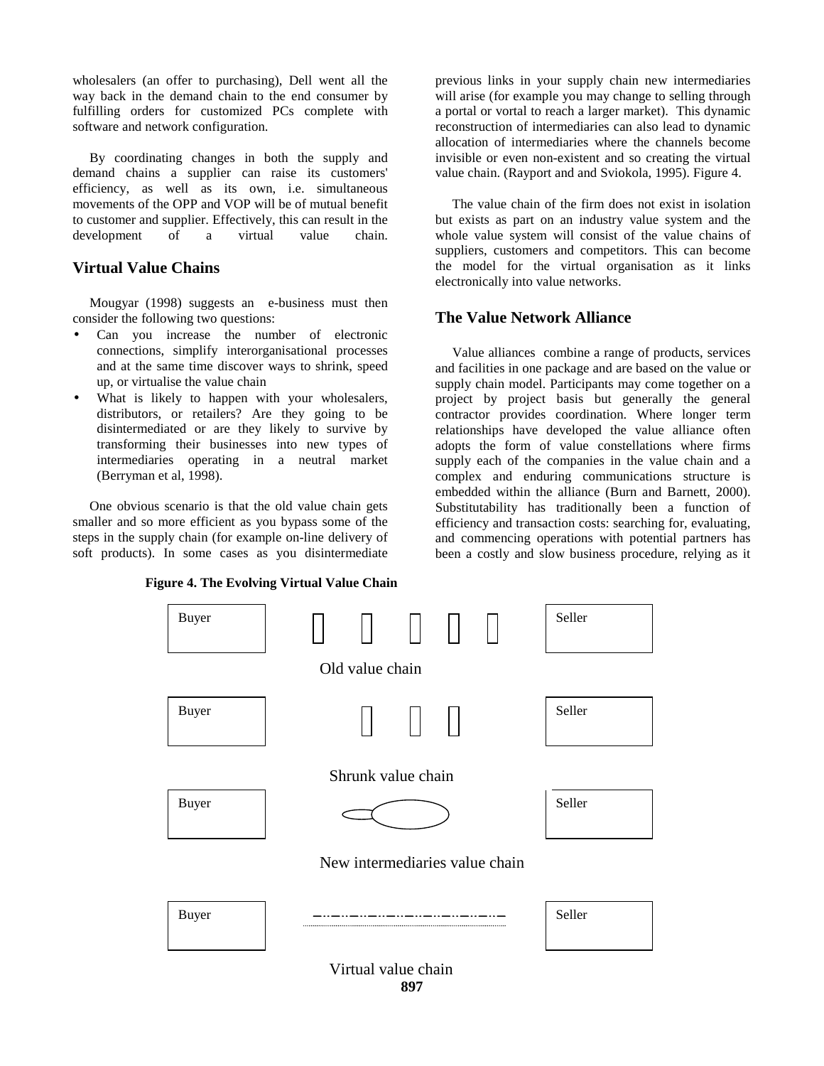wholesalers (an offer to purchasing), Dell went all the way back in the demand chain to the end consumer by fulfilling orders for customized PCs complete with software and network configuration.

By coordinating changes in both the supply and demand chains a supplier can raise its customers' efficiency, as well as its own, i.e. simultaneous movements of the OPP and VOP will be of mutual benefit to customer and supplier. Effectively, this can result in the development of a virtual value chain.

## Virtual Value Chains

Mougyar (1998) suggests an e-business must then consider the following two questions:

- Can you increase the number of electronic connections, simplify interorganisational processes and at the same time discover ways to shrink, speed up, or virtualise the value chain
- What is likely to happen with your wholesalers, distributors, or retailers? Are they going to be disintermediated or are they likely to survive by transforming their businesses into new types of intermediaries operating in a neutral market (Berryman et al, 1998).

One obvious scenario is that the old value chain gets smaller and so more efficient as you bypass some of the steps in the supply chain (for example on-line delivery of soft products). In some cases as you disintermediate previous links in your supply chain new intermediaries will arise (for example you may change to selling through a portal or vortal to reach a larger market). This dynamic reconstruction of intermediaries can also lead to dynamic allocation of intermediaries where the channels become invisible or even non-existent and so creating the virtual value chain. (Rayport and and Sviokola, 1995). Figure 4.

The value chain of the firm does not exist in isolation but exists as part on an industry value system and the whole value system will consist of the value chains of suppliers, customers and competitors. This can become the model for the virtual organisation as it links electronically into value networks.

## The Value Network Alliance

Value alliances combine a range of products, services and facilities in one package and are based on the value or supply chain model. Participants may come together on a project by project basis but generally the general contractor provides coordination. Where longer term relationships have developed the value alliance often adopts the form of value constellations where firms supply each of the companies in the value chain and a complex and enduring communications structure is embedded within the alliance (Burn and Barnett, 2000). Substitutability has traditionally been a function of efficiency and transaction costs: searching for, evaluating, and commencing operations with potential partners has been a costly and slow business procedure, relying as it

**Figure 4. The Evolving Virtual Value Chain**

Buyer — Seller
Old value chain

Buyer — Seller
Shrunk value chain

Buyer — Seller
New intermediaries value chain

Buyer — Seller
Virtual value chain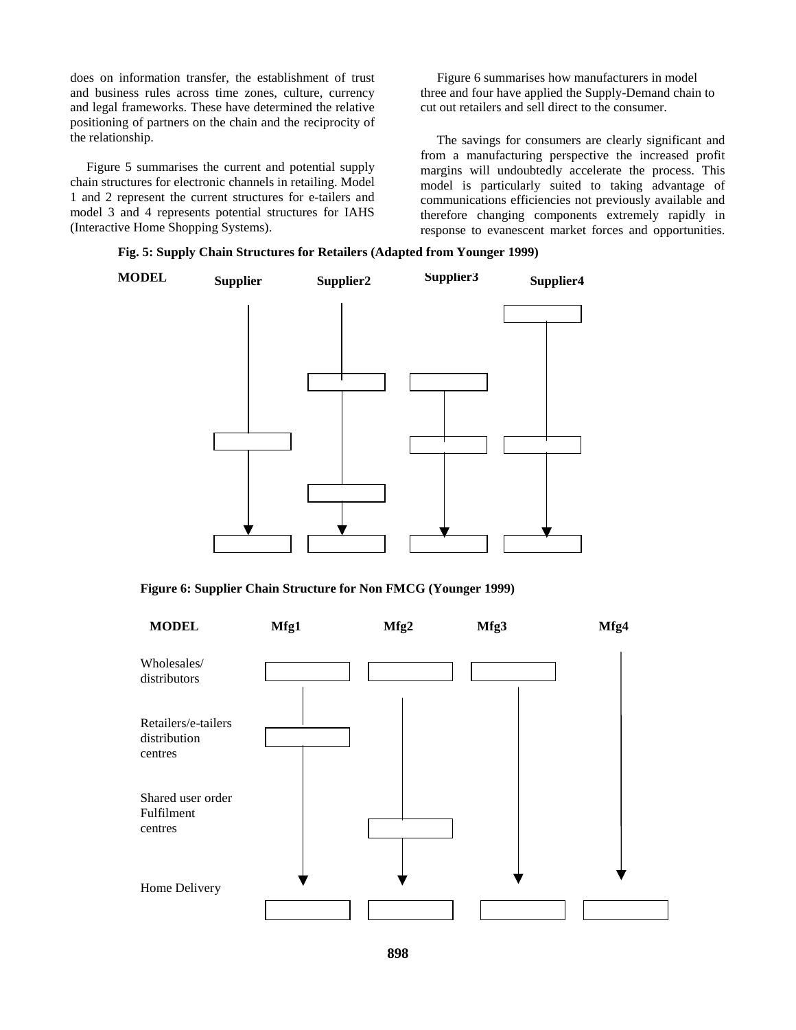does on information transfer, the establishment of trust and business rules across time zones, culture, currency and legal frameworks. These have determined the relative positioning of partners on the chain and the reciprocity of the relationship.

Figure 5 summarises the current and potential supply chain structures for electronic channels in retailing. Model 1 and 2 represent the current structures for e-tailers and model 3 and 4 represents potential structures for IAHS (Interactive Home Shopping Systems).

Figure 6 summarises how manufacturers in model three and four have applied the Supply-Demand chain to cut out retailers and sell direct to the consumer.

The savings for consumers are clearly significant and from a manufacturing perspective the increased profit margins will undoubtedly accelerate the process. This model is particularly suited to taking advantage of communications efficiencies not previously available and therefore changing components extremely rapidly in response to evanescent market forces and opportunities.

**Fig. 5: Supply Chain Structures for Retailers (Adapted from Younger 1999)**

**MODEL** **Supplier** **Supplier2** **Supplier3** **Supplier4**

**Figure 6: Supplier Chain Structure for Non FMCG (Younger 1999)**

**MODEL** **Mfg1** **Mfg2** **Mfg3** **Mfg4**

Wholesales/ distributors

Retailers/e-tailers distribution centres

Shared user order Fulfilment centres

Home Delivery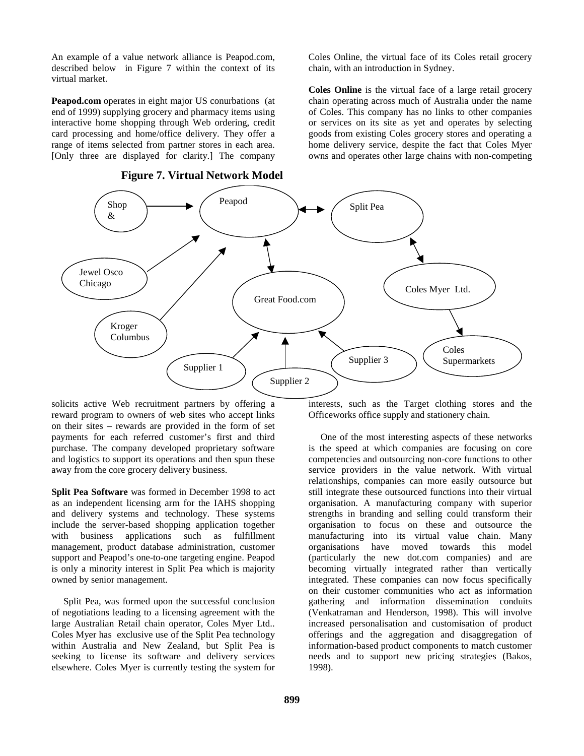An example of a value network alliance is Peapod.com, described below in Figure 7 within the context of its virtual market.

**Peapod.com** operates in eight major US conurbations (at end of 1999) supplying grocery and pharmacy items using interactive home shopping through Web ordering, credit card processing and home/office delivery. They offer a range of items selected from partner stores in each area. [Only three are displayed for clarity.] The company solicits active Web recruitment partners by offering a reward program to owners of web sites who accept links on their sites – rewards are provided in the form of set payments for each referred customer's first and third purchase. The company developed proprietary software and logistics to support its operations and then spun these away from the core grocery delivery business.

**Figure 7. Virtual Network Model**

Shop &

Peapod

Split Pea

Jewel Osco Chicago

Coles Myer Ltd.

Great Food.com

Kroger Columbus

Coles Supermarkets

Supplier 1

Supplier 2

Supplier 3

**Split Pea Software** was formed in December 1998 to act as an independent licensing arm for the IAHS shopping and delivery systems and technology. These systems include the server-based shopping application together with business applications such as fulfillment management, product database administration, customer support and Peapod's one-to-one targeting engine. Peapod is only a minority interest in Split Pea which is majority owned by senior management.

Split Pea, was formed upon the successful conclusion of negotiations leading to a licensing agreement with the large Australian Retail chain operator, Coles Myer Ltd.. Coles Myer has exclusive use of the Split Pea technology within Australia and New Zealand, but Split Pea is seeking to license its software and delivery services elsewhere. Coles Myer is currently testing the system for Coles Online, the virtual face of its Coles retail grocery chain, with an introduction in Sydney.

**Coles Online** is the virtual face of a large retail grocery chain operating across much of Australia under the name of Coles. This company has no links to other companies or services on its site as yet and operates by selecting goods from existing Coles grocery stores and operating a home delivery service, despite the fact that Coles Myer owns and operates other large chains with non-competing interests, such as the Target clothing stores and the Officeworks office supply and stationery chain.

One of the most interesting aspects of these networks is the speed at which companies are focusing on core competencies and outsourcing non-core functions to other service providers in the value network. With virtual relationships, companies can more easily outsource but still integrate these outsourced functions into their virtual organisation. A manufacturing company with superior strengths in branding and selling could transform their organisation to focus on these and outsource the manufacturing into its virtual value chain. Many organisations have moved towards this model (particularly the new dot.com companies) and are becoming virtually integrated rather than vertically integrated. These companies can now focus specifically on their customer communities who act as information gathering and information dissemination conduits (Venkatraman and Henderson, 1998). This will involve increased personalisation and customisation of product offerings and the aggregation and disaggregation of information-based product components to match customer needs and to support new pricing strategies (Bakos, 1998).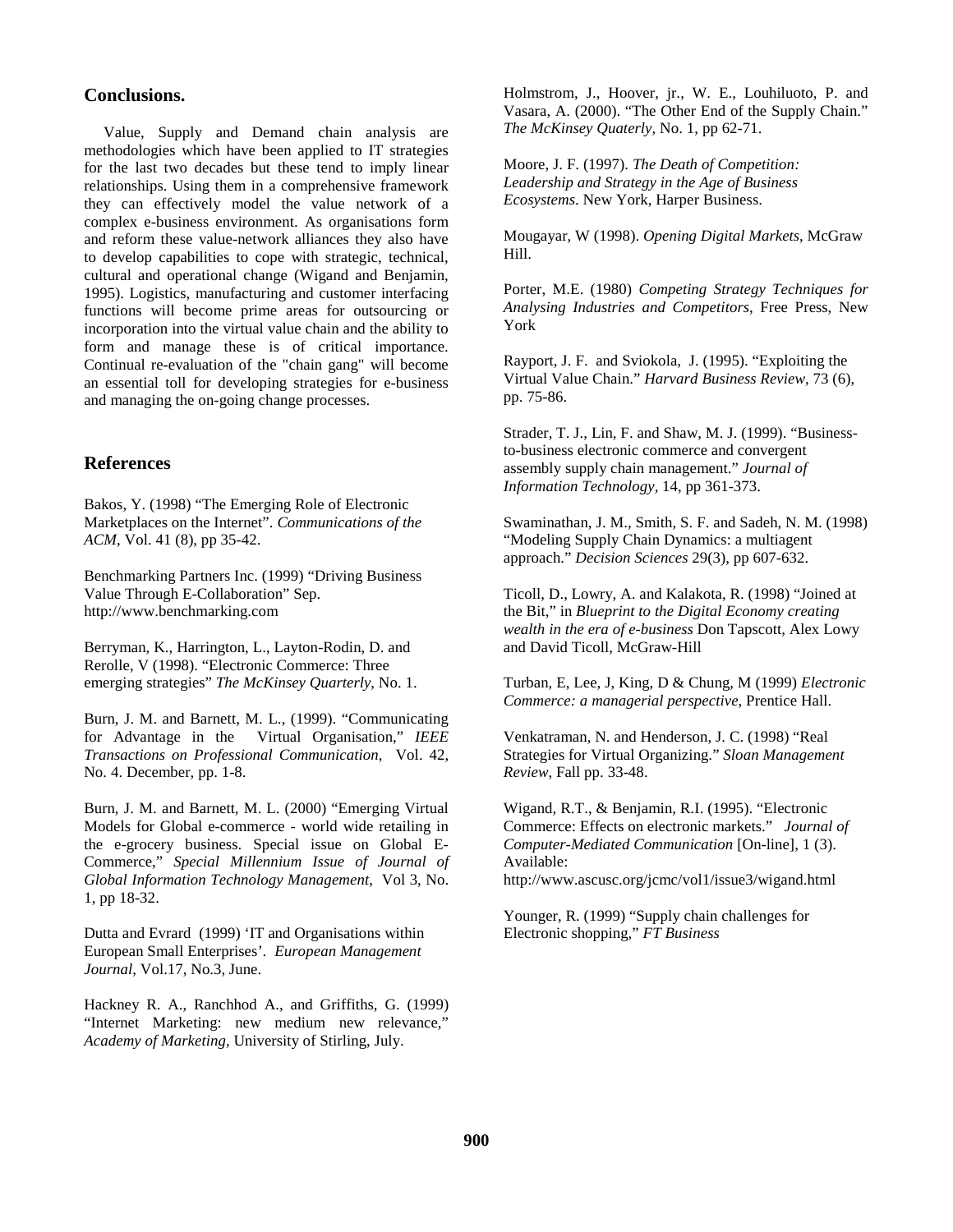## Conclusions.

Value, Supply and Demand chain analysis are methodologies which have been applied to IT strategies for the last two decades but these tend to imply linear relationships. Using them in a comprehensive framework they can effectively model the value network of a complex e-business environment. As organisations form and reform these value-network alliances they also have to develop capabilities to cope with strategic, technical, cultural and operational change (Wigand and Benjamin, 1995). Logistics, manufacturing and customer interfacing functions will become prime areas for outsourcing or incorporation into the virtual value chain and the ability to form and manage these is of critical importance. Continual re-evaluation of the "chain gang" will become an essential toll for developing strategies for e-business and managing the on-going change processes.

## References

Bakos, Y. (1998) "The Emerging Role of Electronic Marketplaces on the Internet". *Communications of the ACM*, Vol. 41 (8), pp 35-42.

Benchmarking Partners Inc. (1999) "Driving Business Value Through E-Collaboration" Sep. http://www.benchmarking.com

Berryman, K., Harrington, L., Layton-Rodin, D. and Rerolle, V (1998). "Electronic Commerce: Three emerging strategies" *The McKinsey Quarterly*, No. 1.

Burn, J. M. and Barnett, M. L., (1999). "Communicating for Advantage in the Virtual Organisation," *IEEE Transactions on Professional Communication*, Vol. 42, No. 4. December, pp. 1-8.

Burn, J. M. and Barnett, M. L. (2000) "Emerging Virtual Models for Global e-commerce - world wide retailing in the e-grocery business. Special issue on Global E-Commerce," *Special Millennium Issue of Journal of Global Information Technology Management*, Vol 3, No. 1, pp 18-32.

Dutta and Evrard (1999) 'IT and Organisations within European Small Enterprises'. *European Management Journal*, Vol.17, No.3, June.

Hackney R. A., Ranchhod A., and Griffiths, G. (1999) "Internet Marketing: new medium new relevance," *Academy of Marketing*, University of Stirling, July.

Holmstrom, J., Hoover, jr., W. E., Louhiluoto, P. and Vasara, A. (2000). "The Other End of the Supply Chain." *The McKinsey Quaterly*, No. 1, pp 62-71.

Moore, J. F. (1997). *The Death of Competition: Leadership and Strategy in the Age of Business Ecosystems*. New York, Harper Business.

Mougayar, W (1998). *Opening Digital Markets*, McGraw Hill.

Porter, M.E. (1980) *Competing Strategy Techniques for Analysing Industries and Competitors*, Free Press, New York

Rayport, J. F. and Sviokola, J. (1995). "Exploiting the Virtual Value Chain." *Harvard Business Review*, 73 (6), pp. 75-86.

Strader, T. J., Lin, F. and Shaw, M. J. (1999). "Business-to-business electronic commerce and convergent assembly supply chain management." *Journal of Information Technology*, 14, pp 361-373.

Swaminathan, J. M., Smith, S. F. and Sadeh, N. M. (1998) "Modeling Supply Chain Dynamics: a multiagent approach." *Decision Sciences* 29(3), pp 607-632.

Ticoll, D., Lowry, A. and Kalakota, R. (1998) "Joined at the Bit," in *Blueprint to the Digital Economy creating wealth in the era of e-business* Don Tapscott, Alex Lowy and David Ticoll, McGraw-Hill

Turban, E, Lee, J, King, D & Chung, M (1999) *Electronic Commerce: a managerial perspective*, Prentice Hall.

Venkatraman, N. and Henderson, J. C. (1998) "Real Strategies for Virtual Organizing." *Sloan Management Review*, Fall pp. 33-48.

Wigand, R.T., & Benjamin, R.I. (1995). "Electronic Commerce: Effects on electronic markets." *Journal of Computer-Mediated Communication* [On-line], 1 (3). Available: http://www.ascusc.org/jcmc/vol1/issue3/wigand.html

Younger, R. (1999) "Supply chain challenges for Electronic shopping," *FT Business*